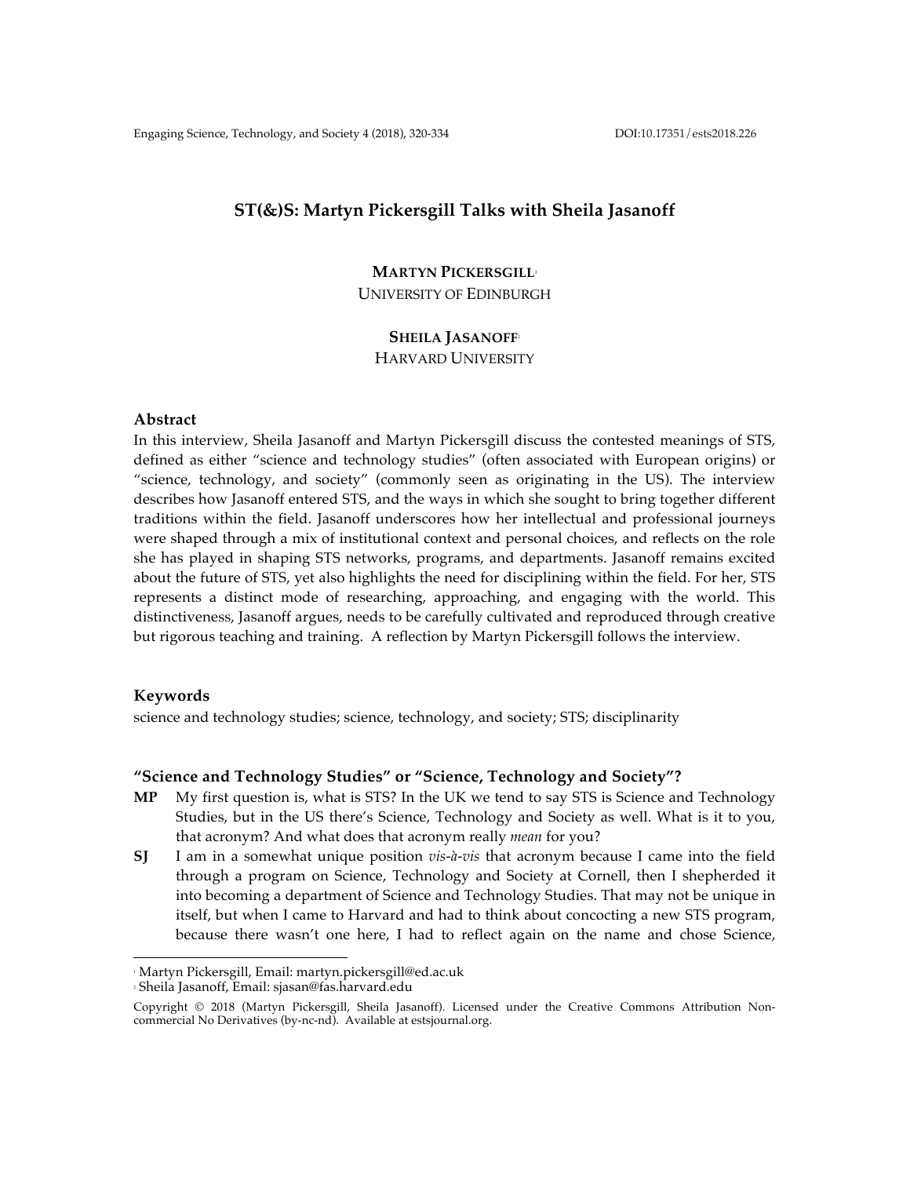# ST(&)S: Martyn Pickersgill Talks with Sheila Jasanoff

**MARTYN PICKERSGILL**[1]
UNIVERSITY OF EDINBURGH

**SHEILA JASANOFF**[2]
HARVARD UNIVERSITY

## Abstract

In this interview, Sheila Jasanoff and Martyn Pickersgill discuss the contested meanings of STS, defined as either "science and technology studies" (often associated with European origins) or "science, technology, and society" (commonly seen as originating in the US). The interview describes how Jasanoff entered STS, and the ways in which she sought to bring together different traditions within the field. Jasanoff underscores how her intellectual and professional journeys were shaped through a mix of institutional context and personal choices, and reflects on the role she has played in shaping STS networks, programs, and departments. Jasanoff remains excited about the future of STS, yet also highlights the need for disciplining within the field. For her, STS represents a distinct mode of researching, approaching, and engaging with the world. This distinctiveness, Jasanoff argues, needs to be carefully cultivated and reproduced through creative but rigorous teaching and training. A reflection by Martyn Pickersgill follows the interview.

## Keywords

science and technology studies; science, technology, and society; STS; disciplinarity

## "Science and Technology Studies" or "Science, Technology and Society"?

**MP** My first question is, what is STS? In the UK we tend to say STS is Science and Technology Studies, but in the US there's Science, Technology and Society as well. What is it to you, that acronym? And what does that acronym really *mean* for you?

**SJ** I am in a somewhat unique position *vis-à-vis* that acronym because I came into the field through a program on Science, Technology and Society at Cornell, then I shepherded it into becoming a department of Science and Technology Studies. That may not be unique in itself, but when I came to Harvard and had to think about concocting a new STS program, because there wasn't one here, I had to reflect again on the name and chose Science,

---

[1] Martyn Pickersgill, Email: martyn.pickersgill@ed.ac.uk

[2] Sheila Jasanoff, Email: sjasan@fas.harvard.edu

Copyright © 2018 (Martyn Pickersgill, Sheila Jasanoff). Licensed under the Creative Commons Attribution Non-commercial No Derivatives (by-nc-nd). Available at estsjournal.org.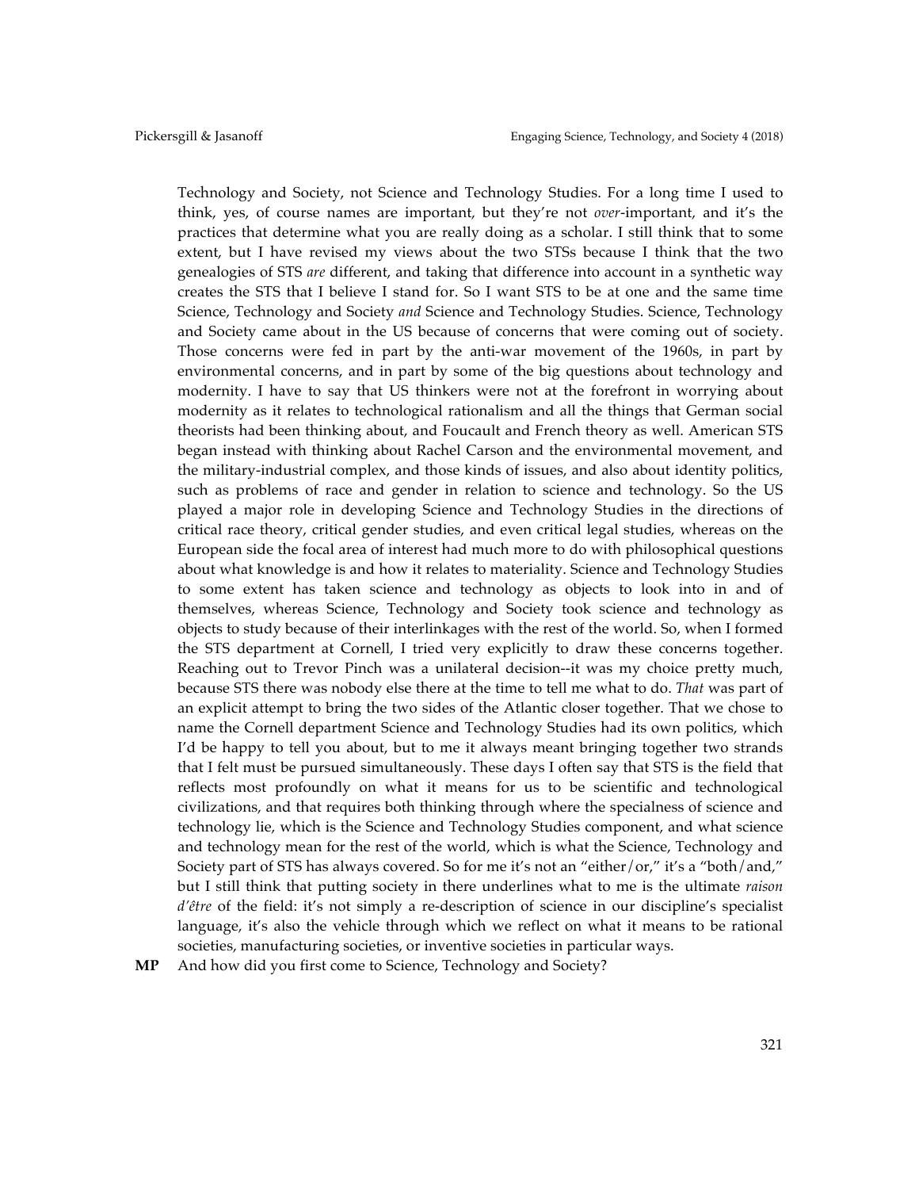Technology and Society, not Science and Technology Studies. For a long time I used to think, yes, of course names are important, but they're not *over*-important, and it's the practices that determine what you are really doing as a scholar. I still think that to some extent, but I have revised my views about the two STSs because I think that the two genealogies of STS *are* different, and taking that difference into account in a synthetic way creates the STS that I believe I stand for. So I want STS to be at one and the same time Science, Technology and Society *and* Science and Technology Studies. Science, Technology and Society came about in the US because of concerns that were coming out of society. Those concerns were fed in part by the anti-war movement of the 1960s, in part by environmental concerns, and in part by some of the big questions about technology and modernity. I have to say that US thinkers were not at the forefront in worrying about modernity as it relates to technological rationalism and all the things that German social theorists had been thinking about, and Foucault and French theory as well. American STS began instead with thinking about Rachel Carson and the environmental movement, and the military-industrial complex, and those kinds of issues, and also about identity politics, such as problems of race and gender in relation to science and technology. So the US played a major role in developing Science and Technology Studies in the directions of critical race theory, critical gender studies, and even critical legal studies, whereas on the European side the focal area of interest had much more to do with philosophical questions about what knowledge is and how it relates to materiality. Science and Technology Studies to some extent has taken science and technology as objects to look into in and of themselves, whereas Science, Technology and Society took science and technology as objects to study because of their interlinkages with the rest of the world. So, when I formed the STS department at Cornell, I tried very explicitly to draw these concerns together. Reaching out to Trevor Pinch was a unilateral decision--it was my choice pretty much, because STS there was nobody else there at the time to tell me what to do. *That* was part of an explicit attempt to bring the two sides of the Atlantic closer together. That we chose to name the Cornell department Science and Technology Studies had its own politics, which I'd be happy to tell you about, but to me it always meant bringing together two strands that I felt must be pursued simultaneously. These days I often say that STS is the field that reflects most profoundly on what it means for us to be scientific and technological civilizations, and that requires both thinking through where the specialness of science and technology lie, which is the Science and Technology Studies component, and what science and technology mean for the rest of the world, which is what the Science, Technology and Society part of STS has always covered. So for me it's not an "either/or," it's a "both/and," but I still think that putting society in there underlines what to me is the ultimate *raison d'être* of the field: it's not simply a re-description of science in our discipline's specialist language, it's also the vehicle through which we reflect on what it means to be rational societies, manufacturing societies, or inventive societies in particular ways.

**MP** And how did you first come to Science, Technology and Society?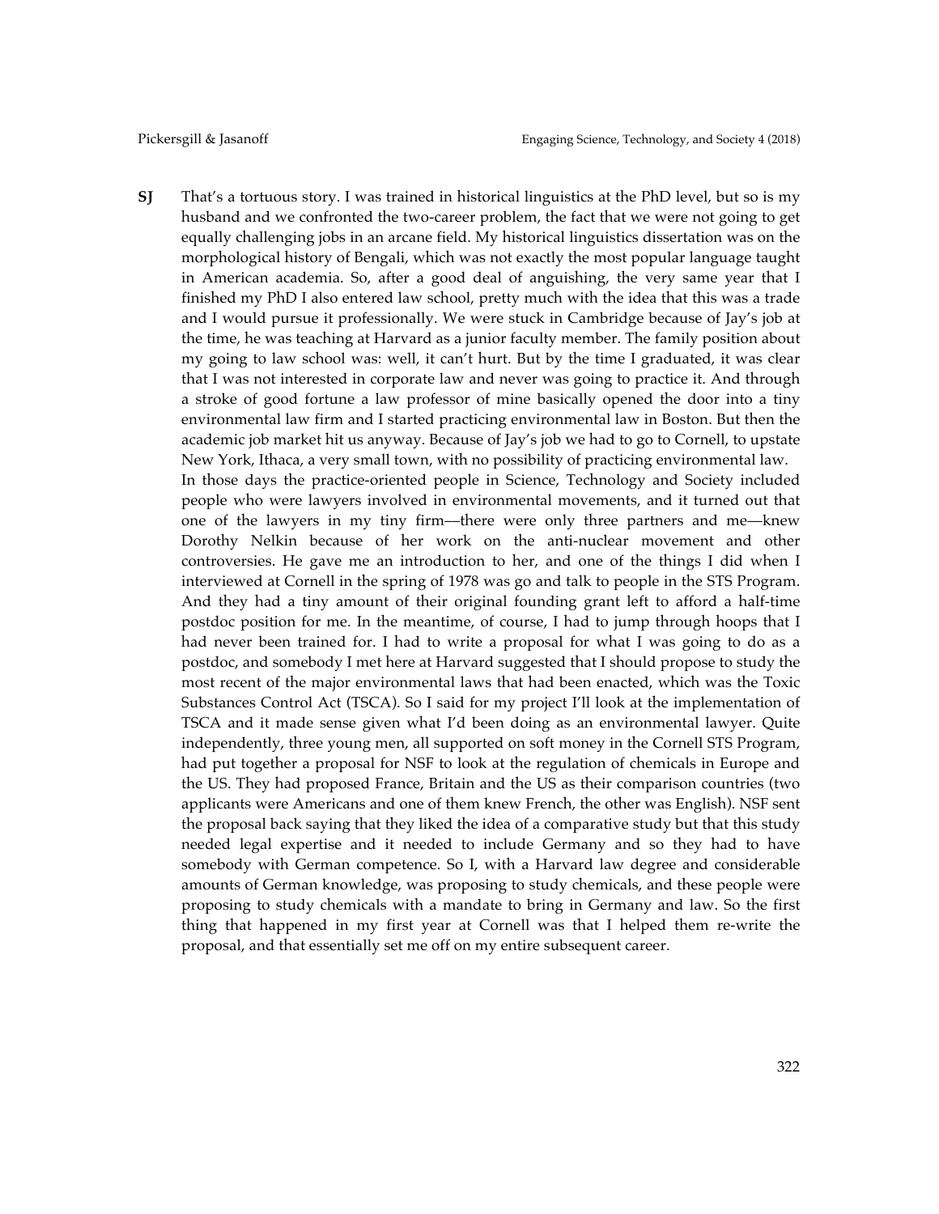**SJ** That's a tortuous story. I was trained in historical linguistics at the PhD level, but so is my husband and we confronted the two-career problem, the fact that we were not going to get equally challenging jobs in an arcane field. My historical linguistics dissertation was on the morphological history of Bengali, which was not exactly the most popular language taught in American academia. So, after a good deal of anguishing, the very same year that I finished my PhD I also entered law school, pretty much with the idea that this was a trade and I would pursue it professionally. We were stuck in Cambridge because of Jay's job at the time, he was teaching at Harvard as a junior faculty member. The family position about my going to law school was: well, it can't hurt. But by the time I graduated, it was clear that I was not interested in corporate law and never was going to practice it. And through a stroke of good fortune a law professor of mine basically opened the door into a tiny environmental law firm and I started practicing environmental law in Boston. But then the academic job market hit us anyway. Because of Jay's job we had to go to Cornell, to upstate New York, Ithaca, a very small town, with no possibility of practicing environmental law.

In those days the practice-oriented people in Science, Technology and Society included people who were lawyers involved in environmental movements, and it turned out that one of the lawyers in my tiny firm—there were only three partners and me—knew Dorothy Nelkin because of her work on the anti-nuclear movement and other controversies. He gave me an introduction to her, and one of the things I did when I interviewed at Cornell in the spring of 1978 was go and talk to people in the STS Program. And they had a tiny amount of their original founding grant left to afford a half-time postdoc position for me. In the meantime, of course, I had to jump through hoops that I had never been trained for. I had to write a proposal for what I was going to do as a postdoc, and somebody I met here at Harvard suggested that I should propose to study the most recent of the major environmental laws that had been enacted, which was the Toxic Substances Control Act (TSCA). So I said for my project I'll look at the implementation of TSCA and it made sense given what I'd been doing as an environmental lawyer. Quite independently, three young men, all supported on soft money in the Cornell STS Program, had put together a proposal for NSF to look at the regulation of chemicals in Europe and the US. They had proposed France, Britain and the US as their comparison countries (two applicants were Americans and one of them knew French, the other was English). NSF sent the proposal back saying that they liked the idea of a comparative study but that this study needed legal expertise and it needed to include Germany and so they had to have somebody with German competence. So I, with a Harvard law degree and considerable amounts of German knowledge, was proposing to study chemicals, and these people were proposing to study chemicals with a mandate to bring in Germany and law. So the first thing that happened in my first year at Cornell was that I helped them re-write the proposal, and that essentially set me off on my entire subsequent career.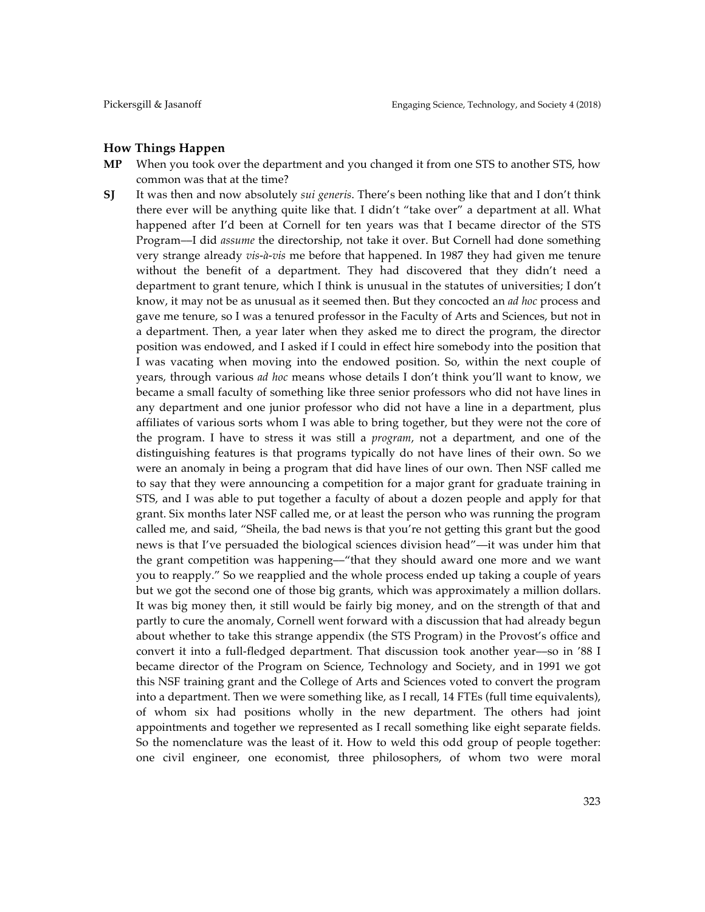### How Things Happen

**MP** When you took over the department and you changed it from one STS to another STS, how common was that at the time?

**SJ** It was then and now absolutely *sui generis*. There's been nothing like that and I don't think there ever will be anything quite like that. I didn't "take over" a department at all. What happened after I'd been at Cornell for ten years was that I became director of the STS Program—I did *assume* the directorship, not take it over. But Cornell had done something very strange already *vis-à-vis* me before that happened. In 1987 they had given me tenure without the benefit of a department. They had discovered that they didn't need a department to grant tenure, which I think is unusual in the statutes of universities; I don't know, it may not be as unusual as it seemed then. But they concocted an *ad hoc* process and gave me tenure, so I was a tenured professor in the Faculty of Arts and Sciences, but not in a department. Then, a year later when they asked me to direct the program, the director position was endowed, and I asked if I could in effect hire somebody into the position that I was vacating when moving into the endowed position. So, within the next couple of years, through various *ad hoc* means whose details I don't think you'll want to know, we became a small faculty of something like three senior professors who did not have lines in any department and one junior professor who did not have a line in a department, plus affiliates of various sorts whom I was able to bring together, but they were not the core of the program. I have to stress it was still a *program*, not a department, and one of the distinguishing features is that programs typically do not have lines of their own. So we were an anomaly in being a program that did have lines of our own. Then NSF called me to say that they were announcing a competition for a major grant for graduate training in STS, and I was able to put together a faculty of about a dozen people and apply for that grant. Six months later NSF called me, or at least the person who was running the program called me, and said, "Sheila, the bad news is that you're not getting this grant but the good news is that I've persuaded the biological sciences division head"—it was under him that the grant competition was happening—"that they should award one more and we want you to reapply." So we reapplied and the whole process ended up taking a couple of years but we got the second one of those big grants, which was approximately a million dollars. It was big money then, it still would be fairly big money, and on the strength of that and partly to cure the anomaly, Cornell went forward with a discussion that had already begun about whether to take this strange appendix (the STS Program) in the Provost's office and convert it into a full-fledged department. That discussion took another year—so in '88 I became director of the Program on Science, Technology and Society, and in 1991 we got this NSF training grant and the College of Arts and Sciences voted to convert the program into a department. Then we were something like, as I recall, 14 FTEs (full time equivalents), of whom six had positions wholly in the new department. The others had joint appointments and together we represented as I recall something like eight separate fields. So the nomenclature was the least of it. How to weld this odd group of people together: one civil engineer, one economist, three philosophers, of whom two were moral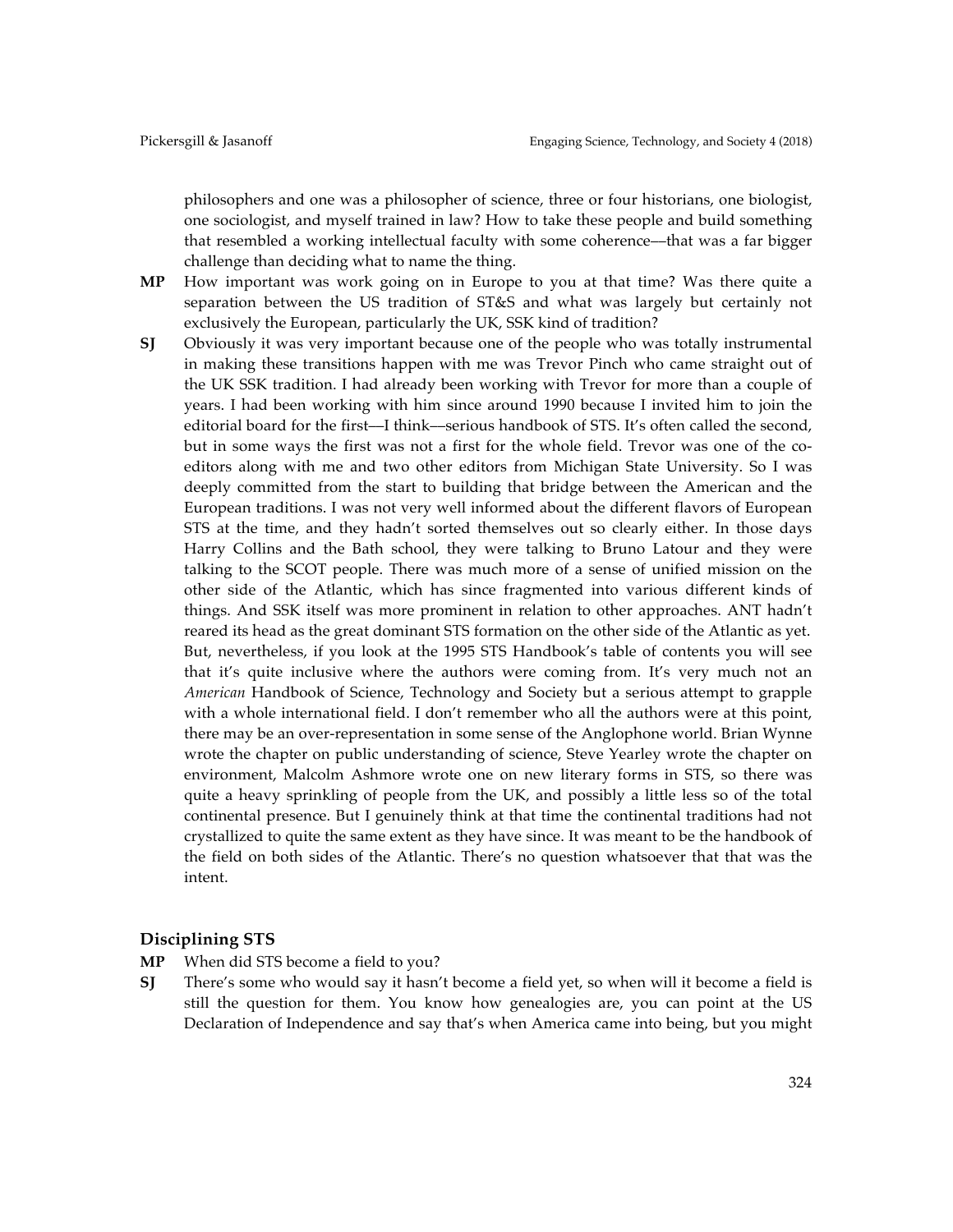philosophers and one was a philosopher of science, three or four historians, one biologist, one sociologist, and myself trained in law? How to take these people and build something that resembled a working intellectual faculty with some coherence—that was a far bigger challenge than deciding what to name the thing.

**MP** How important was work going on in Europe to you at that time? Was there quite a separation between the US tradition of ST&S and what was largely but certainly not exclusively the European, particularly the UK, SSK kind of tradition?

**SJ** Obviously it was very important because one of the people who was totally instrumental in making these transitions happen with me was Trevor Pinch who came straight out of the UK SSK tradition. I had already been working with Trevor for more than a couple of years. I had been working with him since around 1990 because I invited him to join the editorial board for the first—I think—serious handbook of STS. It's often called the second, but in some ways the first was not a first for the whole field. Trevor was one of the co-editors along with me and two other editors from Michigan State University. So I was deeply committed from the start to building that bridge between the American and the European traditions. I was not very well informed about the different flavors of European STS at the time, and they hadn't sorted themselves out so clearly either. In those days Harry Collins and the Bath school, they were talking to Bruno Latour and they were talking to the SCOT people. There was much more of a sense of unified mission on the other side of the Atlantic, which has since fragmented into various different kinds of things. And SSK itself was more prominent in relation to other approaches. ANT hadn't reared its head as the great dominant STS formation on the other side of the Atlantic as yet. But, nevertheless, if you look at the 1995 STS Handbook's table of contents you will see that it's quite inclusive where the authors were coming from. It's very much not an *American* Handbook of Science, Technology and Society but a serious attempt to grapple with a whole international field. I don't remember who all the authors were at this point, there may be an over-representation in some sense of the Anglophone world. Brian Wynne wrote the chapter on public understanding of science, Steve Yearley wrote the chapter on environment, Malcolm Ashmore wrote one on new literary forms in STS, so there was quite a heavy sprinkling of people from the UK, and possibly a little less so of the total continental presence. But I genuinely think at that time the continental traditions had not crystallized to quite the same extent as they have since. It was meant to be the handbook of the field on both sides of the Atlantic. There's no question whatsoever that that was the intent.

## Disciplining STS

**MP** When did STS become a field to you?

**SJ** There's some who would say it hasn't become a field yet, so when will it become a field is still the question for them. You know how genealogies are, you can point at the US Declaration of Independence and say that's when America came into being, but you might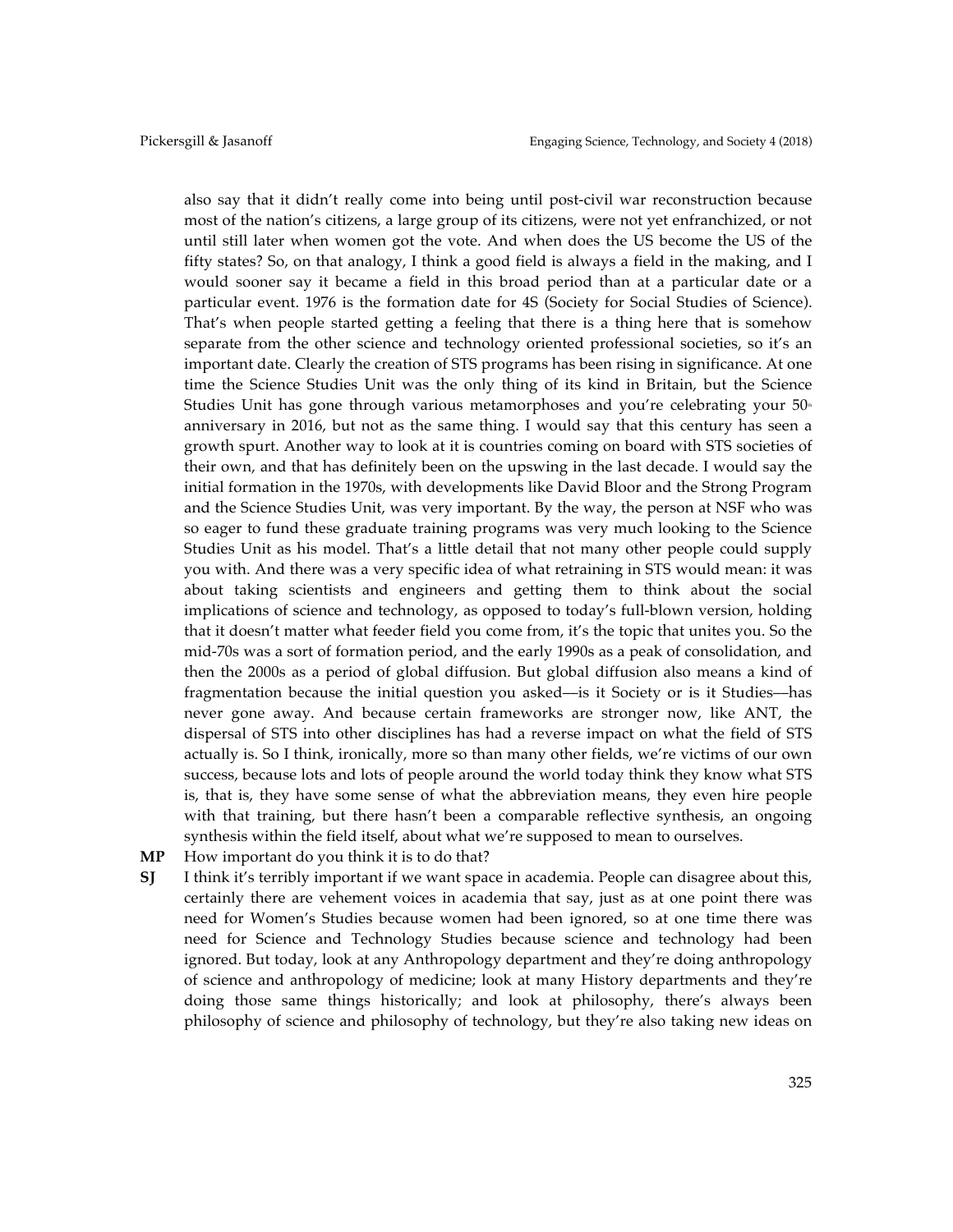also say that it didn't really come into being until post-civil war reconstruction because most of the nation's citizens, a large group of its citizens, were not yet enfranchized, or not until still later when women got the vote. And when does the US become the US of the fifty states? So, on that analogy, I think a good field is always a field in the making, and I would sooner say it became a field in this broad period than at a particular date or a particular event. 1976 is the formation date for 4S (Society for Social Studies of Science). That's when people started getting a feeling that there is a thing here that is somehow separate from the other science and technology oriented professional societies, so it's an important date. Clearly the creation of STS programs has been rising in significance. At one time the Science Studies Unit was the only thing of its kind in Britain, but the Science Studies Unit has gone through various metamorphoses and you're celebrating your 50th anniversary in 2016, but not as the same thing. I would say that this century has seen a growth spurt. Another way to look at it is countries coming on board with STS societies of their own, and that has definitely been on the upswing in the last decade. I would say the initial formation in the 1970s, with developments like David Bloor and the Strong Program and the Science Studies Unit, was very important. By the way, the person at NSF who was so eager to fund these graduate training programs was very much looking to the Science Studies Unit as his model. That's a little detail that not many other people could supply you with. And there was a very specific idea of what retraining in STS would mean: it was about taking scientists and engineers and getting them to think about the social implications of science and technology, as opposed to today's full-blown version, holding that it doesn't matter what feeder field you come from, it's the topic that unites you. So the mid-70s was a sort of formation period, and the early 1990s as a peak of consolidation, and then the 2000s as a period of global diffusion. But global diffusion also means a kind of fragmentation because the initial question you asked—is it Society or is it Studies—has never gone away. And because certain frameworks are stronger now, like ANT, the dispersal of STS into other disciplines has had a reverse impact on what the field of STS actually is. So I think, ironically, more so than many other fields, we're victims of our own success, because lots and lots of people around the world today think they know what STS is, that is, they have some sense of what the abbreviation means, they even hire people with that training, but there hasn't been a comparable reflective synthesis, an ongoing synthesis within the field itself, about what we're supposed to mean to ourselves.

**MP** How important do you think it is to do that?

**SJ** I think it's terribly important if we want space in academia. People can disagree about this, certainly there are vehement voices in academia that say, just as at one point there was need for Women's Studies because women had been ignored, so at one time there was need for Science and Technology Studies because science and technology had been ignored. But today, look at any Anthropology department and they're doing anthropology of science and anthropology of medicine; look at many History departments and they're doing those same things historically; and look at philosophy, there's always been philosophy of science and philosophy of technology, but they're also taking new ideas on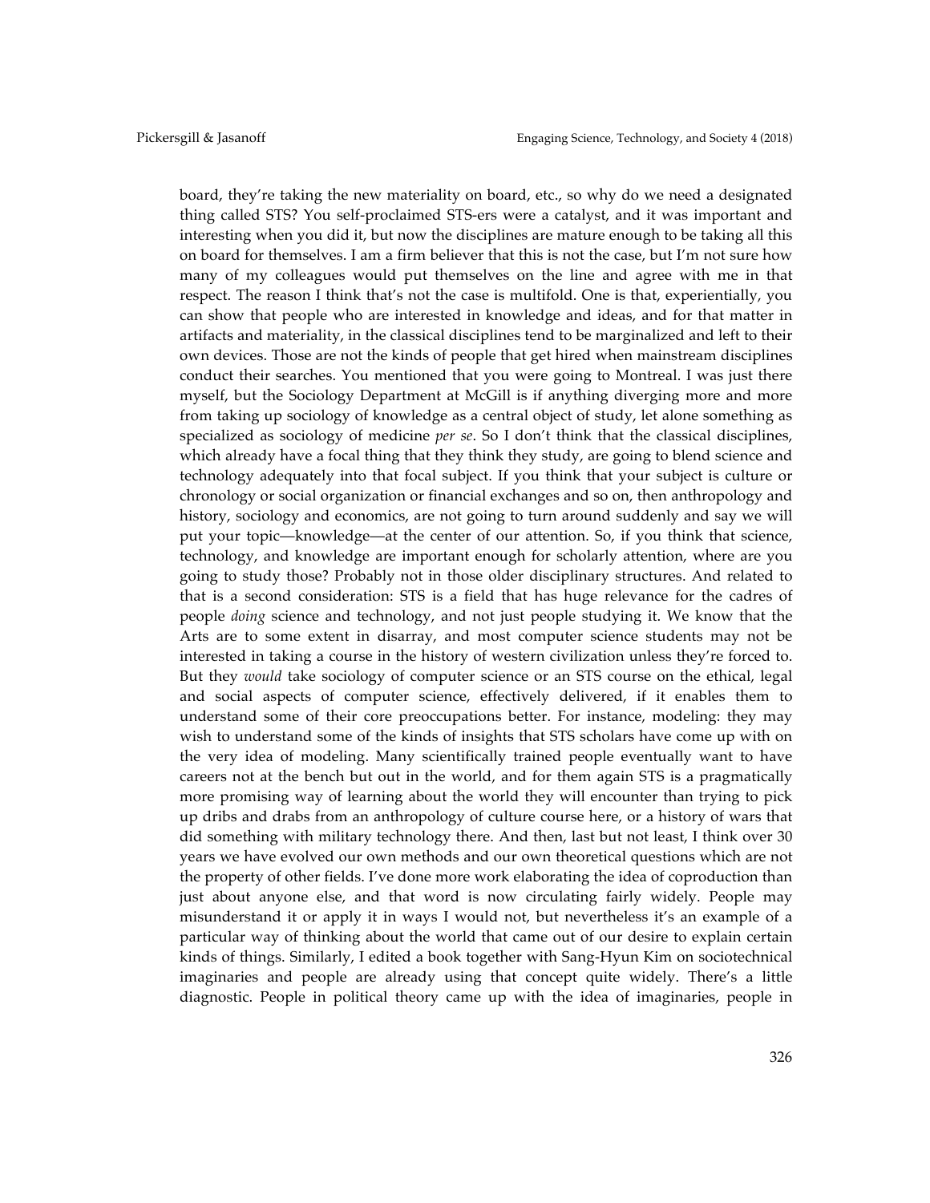board, they're taking the new materiality on board, etc., so why do we need a designated thing called STS? You self-proclaimed STS-ers were a catalyst, and it was important and interesting when you did it, but now the disciplines are mature enough to be taking all this on board for themselves. I am a firm believer that this is not the case, but I'm not sure how many of my colleagues would put themselves on the line and agree with me in that respect. The reason I think that's not the case is multifold. One is that, experientially, you can show that people who are interested in knowledge and ideas, and for that matter in artifacts and materiality, in the classical disciplines tend to be marginalized and left to their own devices. Those are not the kinds of people that get hired when mainstream disciplines conduct their searches. You mentioned that you were going to Montreal. I was just there myself, but the Sociology Department at McGill is if anything diverging more and more from taking up sociology of knowledge as a central object of study, let alone something as specialized as sociology of medicine *per se*. So I don't think that the classical disciplines, which already have a focal thing that they think they study, are going to blend science and technology adequately into that focal subject. If you think that your subject is culture or chronology or social organization or financial exchanges and so on, then anthropology and history, sociology and economics, are not going to turn around suddenly and say we will put your topic—knowledge—at the center of our attention. So, if you think that science, technology, and knowledge are important enough for scholarly attention, where are you going to study those? Probably not in those older disciplinary structures. And related to that is a second consideration: STS is a field that has huge relevance for the cadres of people *doing* science and technology, and not just people studying it. We know that the Arts are to some extent in disarray, and most computer science students may not be interested in taking a course in the history of western civilization unless they're forced to. But they *would* take sociology of computer science or an STS course on the ethical, legal and social aspects of computer science, effectively delivered, if it enables them to understand some of their core preoccupations better. For instance, modeling: they may wish to understand some of the kinds of insights that STS scholars have come up with on the very idea of modeling. Many scientifically trained people eventually want to have careers not at the bench but out in the world, and for them again STS is a pragmatically more promising way of learning about the world they will encounter than trying to pick up dribs and drabs from an anthropology of culture course here, or a history of wars that did something with military technology there. And then, last but not least, I think over 30 years we have evolved our own methods and our own theoretical questions which are not the property of other fields. I've done more work elaborating the idea of coproduction than just about anyone else, and that word is now circulating fairly widely. People may misunderstand it or apply it in ways I would not, but nevertheless it's an example of a particular way of thinking about the world that came out of our desire to explain certain kinds of things. Similarly, I edited a book together with Sang-Hyun Kim on sociotechnical imaginaries and people are already using that concept quite widely. There's a little diagnostic. People in political theory came up with the idea of imaginaries, people in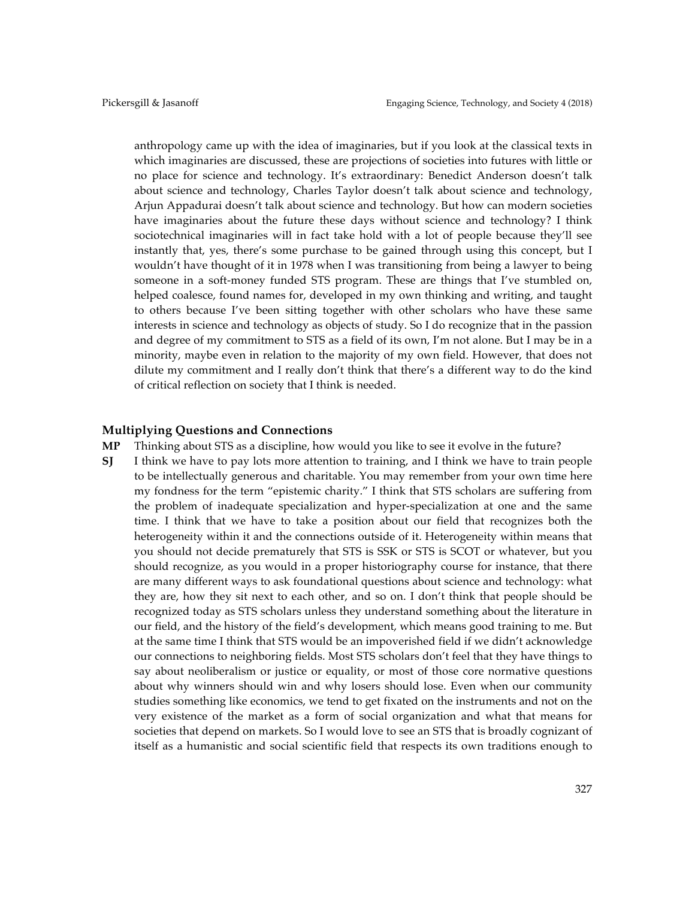anthropology came up with the idea of imaginaries, but if you look at the classical texts in which imaginaries are discussed, these are projections of societies into futures with little or no place for science and technology. It's extraordinary: Benedict Anderson doesn't talk about science and technology, Charles Taylor doesn't talk about science and technology, Arjun Appadurai doesn't talk about science and technology. But how can modern societies have imaginaries about the future these days without science and technology? I think sociotechnical imaginaries will in fact take hold with a lot of people because they'll see instantly that, yes, there's some purchase to be gained through using this concept, but I wouldn't have thought of it in 1978 when I was transitioning from being a lawyer to being someone in a soft-money funded STS program. These are things that I've stumbled on, helped coalesce, found names for, developed in my own thinking and writing, and taught to others because I've been sitting together with other scholars who have these same interests in science and technology as objects of study. So I do recognize that in the passion and degree of my commitment to STS as a field of its own, I'm not alone. But I may be in a minority, maybe even in relation to the majority of my own field. However, that does not dilute my commitment and I really don't think that there's a different way to do the kind of critical reflection on society that I think is needed.

## Multiplying Questions and Connections

**MP** Thinking about STS as a discipline, how would you like to see it evolve in the future?

**SJ** I think we have to pay lots more attention to training, and I think we have to train people to be intellectually generous and charitable. You may remember from your own time here my fondness for the term "epistemic charity." I think that STS scholars are suffering from the problem of inadequate specialization and hyper-specialization at one and the same time. I think that we have to take a position about our field that recognizes both the heterogeneity within it and the connections outside of it. Heterogeneity within means that you should not decide prematurely that STS is SSK or STS is SCOT or whatever, but you should recognize, as you would in a proper historiography course for instance, that there are many different ways to ask foundational questions about science and technology: what they are, how they sit next to each other, and so on. I don't think that people should be recognized today as STS scholars unless they understand something about the literature in our field, and the history of the field's development, which means good training to me. But at the same time I think that STS would be an impoverished field if we didn't acknowledge our connections to neighboring fields. Most STS scholars don't feel that they have things to say about neoliberalism or justice or equality, or most of those core normative questions about why winners should win and why losers should lose. Even when our community studies something like economics, we tend to get fixated on the instruments and not on the very existence of the market as a form of social organization and what that means for societies that depend on markets. So I would love to see an STS that is broadly cognizant of itself as a humanistic and social scientific field that respects its own traditions enough to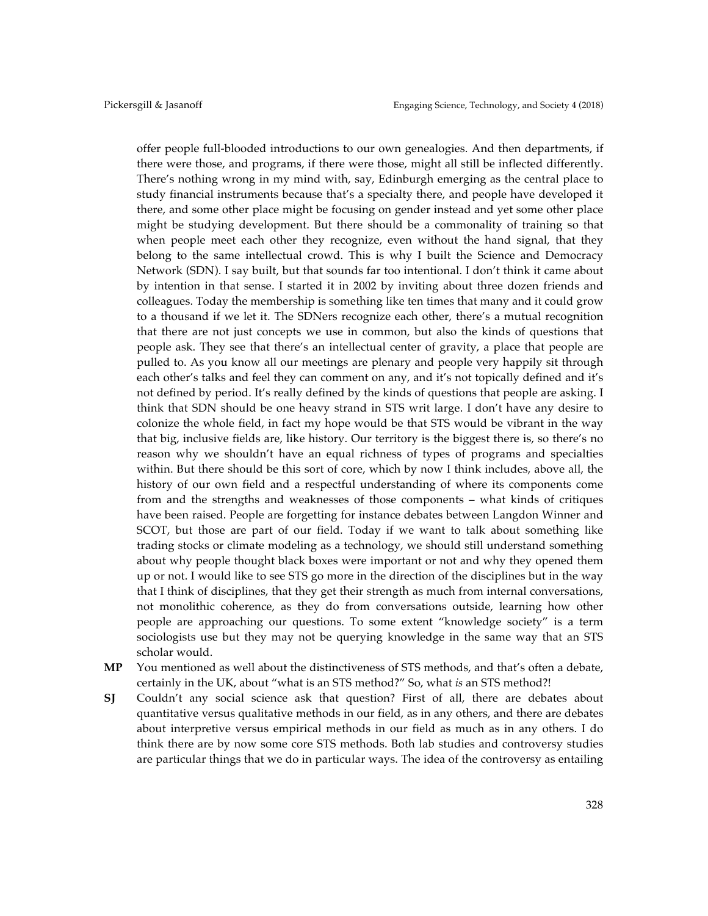offer people full-blooded introductions to our own genealogies. And then departments, if there were those, and programs, if there were those, might all still be inflected differently. There's nothing wrong in my mind with, say, Edinburgh emerging as the central place to study financial instruments because that's a specialty there, and people have developed it there, and some other place might be focusing on gender instead and yet some other place might be studying development. But there should be a commonality of training so that when people meet each other they recognize, even without the hand signal, that they belong to the same intellectual crowd. This is why I built the Science and Democracy Network (SDN). I say built, but that sounds far too intentional. I don't think it came about by intention in that sense. I started it in 2002 by inviting about three dozen friends and colleagues. Today the membership is something like ten times that many and it could grow to a thousand if we let it. The SDNers recognize each other, there's a mutual recognition that there are not just concepts we use in common, but also the kinds of questions that people ask. They see that there's an intellectual center of gravity, a place that people are pulled to. As you know all our meetings are plenary and people very happily sit through each other's talks and feel they can comment on any, and it's not topically defined and it's not defined by period. It's really defined by the kinds of questions that people are asking. I think that SDN should be one heavy strand in STS writ large. I don't have any desire to colonize the whole field, in fact my hope would be that STS would be vibrant in the way that big, inclusive fields are, like history. Our territory is the biggest there is, so there's no reason why we shouldn't have an equal richness of types of programs and specialties within. But there should be this sort of core, which by now I think includes, above all, the history of our own field and a respectful understanding of where its components come from and the strengths and weaknesses of those components – what kinds of critiques have been raised. People are forgetting for instance debates between Langdon Winner and SCOT, but those are part of our field. Today if we want to talk about something like trading stocks or climate modeling as a technology, we should still understand something about why people thought black boxes were important or not and why they opened them up or not. I would like to see STS go more in the direction of the disciplines but in the way that I think of disciplines, that they get their strength as much from internal conversations, not monolithic coherence, as they do from conversations outside, learning how other people are approaching our questions. To some extent "knowledge society" is a term sociologists use but they may not be querying knowledge in the same way that an STS scholar would.

**MP** You mentioned as well about the distinctiveness of STS methods, and that's often a debate, certainly in the UK, about "what is an STS method?" So, what *is* an STS method?!

**SJ** Couldn't any social science ask that question? First of all, there are debates about quantitative versus qualitative methods in our field, as in any others, and there are debates about interpretive versus empirical methods in our field as much as in any others. I do think there are by now some core STS methods. Both lab studies and controversy studies are particular things that we do in particular ways. The idea of the controversy as entailing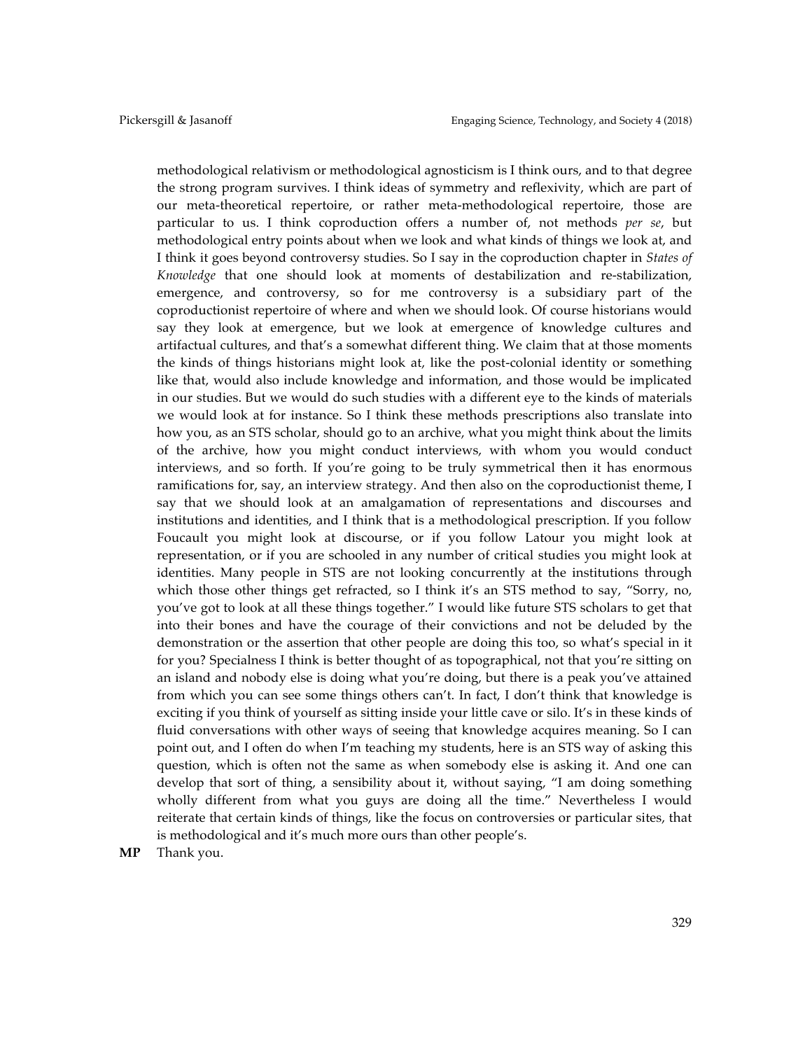methodological relativism or methodological agnosticism is I think ours, and to that degree the strong program survives. I think ideas of symmetry and reflexivity, which are part of our meta-theoretical repertoire, or rather meta-methodological repertoire, those are particular to us. I think coproduction offers a number of, not methods *per se*, but methodological entry points about when we look and what kinds of things we look at, and I think it goes beyond controversy studies. So I say in the coproduction chapter in *States of Knowledge* that one should look at moments of destabilization and re-stabilization, emergence, and controversy, so for me controversy is a subsidiary part of the coproductionist repertoire of where and when we should look. Of course historians would say they look at emergence, but we look at emergence of knowledge cultures and artifactual cultures, and that's a somewhat different thing. We claim that at those moments the kinds of things historians might look at, like the post-colonial identity or something like that, would also include knowledge and information, and those would be implicated in our studies. But we would do such studies with a different eye to the kinds of materials we would look at for instance. So I think these methods prescriptions also translate into how you, as an STS scholar, should go to an archive, what you might think about the limits of the archive, how you might conduct interviews, with whom you would conduct interviews, and so forth. If you're going to be truly symmetrical then it has enormous ramifications for, say, an interview strategy. And then also on the coproductionist theme, I say that we should look at an amalgamation of representations and discourses and institutions and identities, and I think that is a methodological prescription. If you follow Foucault you might look at discourse, or if you follow Latour you might look at representation, or if you are schooled in any number of critical studies you might look at identities. Many people in STS are not looking concurrently at the institutions through which those other things get refracted, so I think it's an STS method to say, "Sorry, no, you've got to look at all these things together." I would like future STS scholars to get that into their bones and have the courage of their convictions and not be deluded by the demonstration or the assertion that other people are doing this too, so what's special in it for you? Specialness I think is better thought of as topographical, not that you're sitting on an island and nobody else is doing what you're doing, but there is a peak you've attained from which you can see some things others can't. In fact, I don't think that knowledge is exciting if you think of yourself as sitting inside your little cave or silo. It's in these kinds of fluid conversations with other ways of seeing that knowledge acquires meaning. So I can point out, and I often do when I'm teaching my students, here is an STS way of asking this question, which is often not the same as when somebody else is asking it. And one can develop that sort of thing, a sensibility about it, without saying, "I am doing something wholly different from what you guys are doing all the time." Nevertheless I would reiterate that certain kinds of things, like the focus on controversies or particular sites, that is methodological and it's much more ours than other people's.

**MP** Thank you.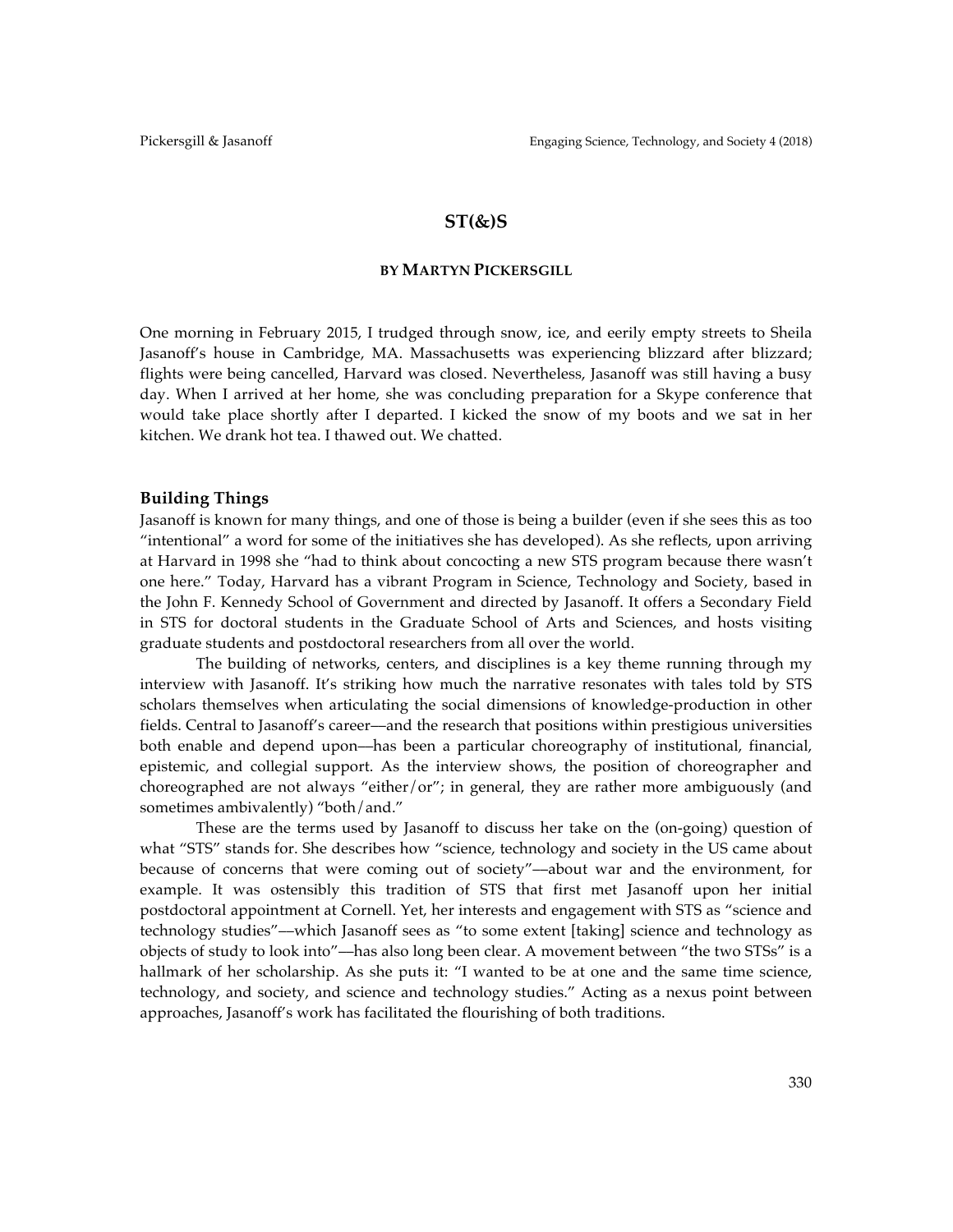## ST(&)S

### BY MARTYN PICKERSGILL

One morning in February 2015, I trudged through snow, ice, and eerily empty streets to Sheila Jasanoff's house in Cambridge, MA. Massachusetts was experiencing blizzard after blizzard; flights were being cancelled, Harvard was closed. Nevertheless, Jasanoff was still having a busy day. When I arrived at her home, she was concluding preparation for a Skype conference that would take place shortly after I departed. I kicked the snow of my boots and we sat in her kitchen. We drank hot tea. I thawed out. We chatted.

### Building Things

Jasanoff is known for many things, and one of those is being a builder (even if she sees this as too "intentional" a word for some of the initiatives she has developed). As she reflects, upon arriving at Harvard in 1998 she "had to think about concocting a new STS program because there wasn't one here." Today, Harvard has a vibrant Program in Science, Technology and Society, based in the John F. Kennedy School of Government and directed by Jasanoff. It offers a Secondary Field in STS for doctoral students in the Graduate School of Arts and Sciences, and hosts visiting graduate students and postdoctoral researchers from all over the world.

The building of networks, centers, and disciplines is a key theme running through my interview with Jasanoff. It's striking how much the narrative resonates with tales told by STS scholars themselves when articulating the social dimensions of knowledge-production in other fields. Central to Jasanoff's career—and the research that positions within prestigious universities both enable and depend upon—has been a particular choreography of institutional, financial, epistemic, and collegial support. As the interview shows, the position of choreographer and choreographed are not always "either/or"; in general, they are rather more ambiguously (and sometimes ambivalently) "both/and."

These are the terms used by Jasanoff to discuss her take on the (on-going) question of what "STS" stands for. She describes how "science, technology and society in the US came about because of concerns that were coming out of society"—about war and the environment, for example. It was ostensibly this tradition of STS that first met Jasanoff upon her initial postdoctoral appointment at Cornell. Yet, her interests and engagement with STS as "science and technology studies"—which Jasanoff sees as "to some extent [taking] science and technology as objects of study to look into"—has also long been clear. A movement between "the two STSs" is a hallmark of her scholarship. As she puts it: "I wanted to be at one and the same time science, technology, and society, and science and technology studies." Acting as a nexus point between approaches, Jasanoff's work has facilitated the flourishing of both traditions.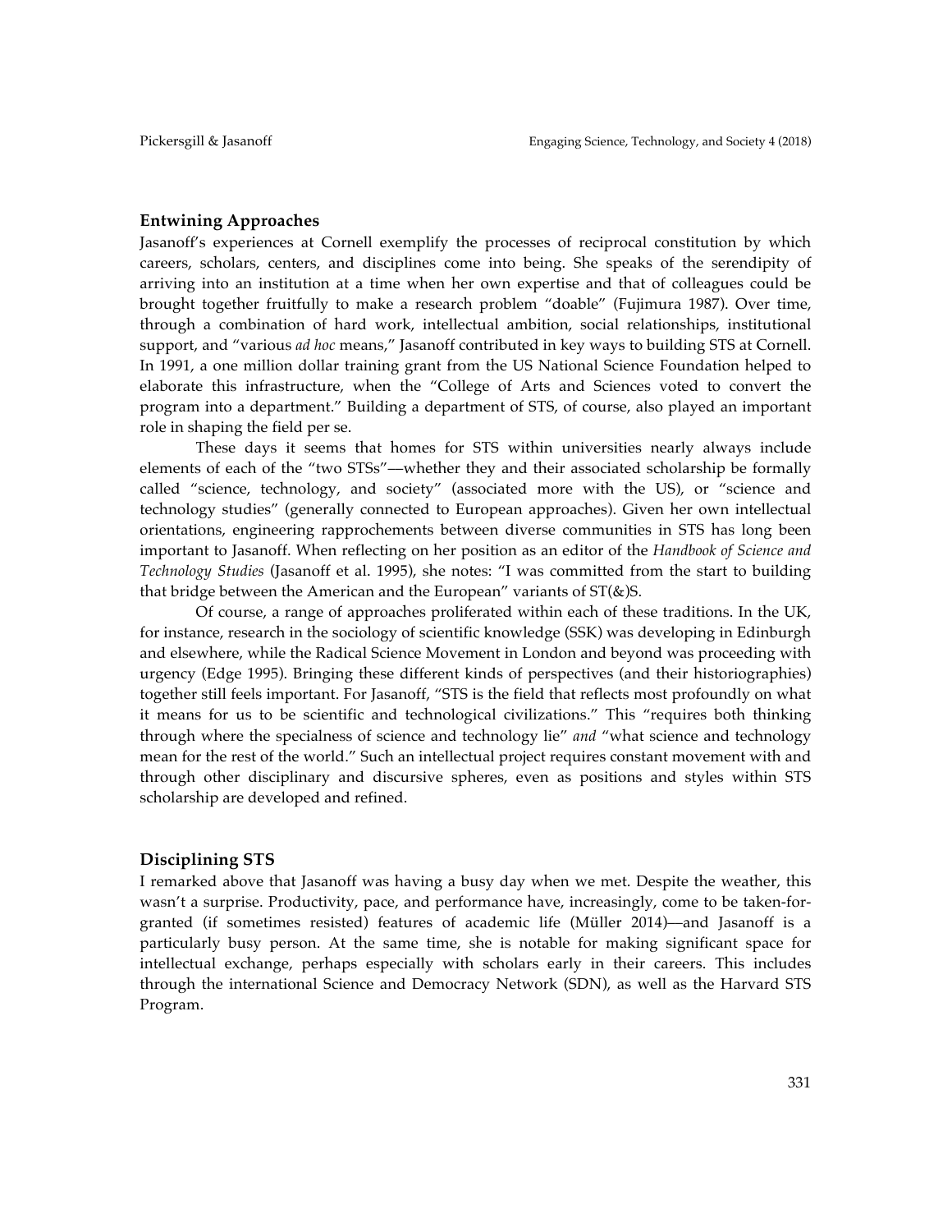## Entwining Approaches

Jasanoff's experiences at Cornell exemplify the processes of reciprocal constitution by which careers, scholars, centers, and disciplines come into being. She speaks of the serendipity of arriving into an institution at a time when her own expertise and that of colleagues could be brought together fruitfully to make a research problem "doable" (Fujimura 1987). Over time, through a combination of hard work, intellectual ambition, social relationships, institutional support, and "various *ad hoc* means," Jasanoff contributed in key ways to building STS at Cornell. In 1991, a one million dollar training grant from the US National Science Foundation helped to elaborate this infrastructure, when the "College of Arts and Sciences voted to convert the program into a department." Building a department of STS, of course, also played an important role in shaping the field per se.

These days it seems that homes for STS within universities nearly always include elements of each of the "two STSs"—whether they and their associated scholarship be formally called "science, technology, and society" (associated more with the US), or "science and technology studies" (generally connected to European approaches). Given her own intellectual orientations, engineering rapprochements between diverse communities in STS has long been important to Jasanoff. When reflecting on her position as an editor of the *Handbook of Science and Technology Studies* (Jasanoff et al. 1995), she notes: "I was committed from the start to building that bridge between the American and the European" variants of ST(&)S.

Of course, a range of approaches proliferated within each of these traditions. In the UK, for instance, research in the sociology of scientific knowledge (SSK) was developing in Edinburgh and elsewhere, while the Radical Science Movement in London and beyond was proceeding with urgency (Edge 1995). Bringing these different kinds of perspectives (and their historiographies) together still feels important. For Jasanoff, "STS is the field that reflects most profoundly on what it means for us to be scientific and technological civilizations." This "requires both thinking through where the specialness of science and technology lie" *and* "what science and technology mean for the rest of the world." Such an intellectual project requires constant movement with and through other disciplinary and discursive spheres, even as positions and styles within STS scholarship are developed and refined.

## Disciplining STS

I remarked above that Jasanoff was having a busy day when we met. Despite the weather, this wasn't a surprise. Productivity, pace, and performance have, increasingly, come to be taken-for-granted (if sometimes resisted) features of academic life (Müller 2014)—and Jasanoff is a particularly busy person. At the same time, she is notable for making significant space for intellectual exchange, perhaps especially with scholars early in their careers. This includes through the international Science and Democracy Network (SDN), as well as the Harvard STS Program.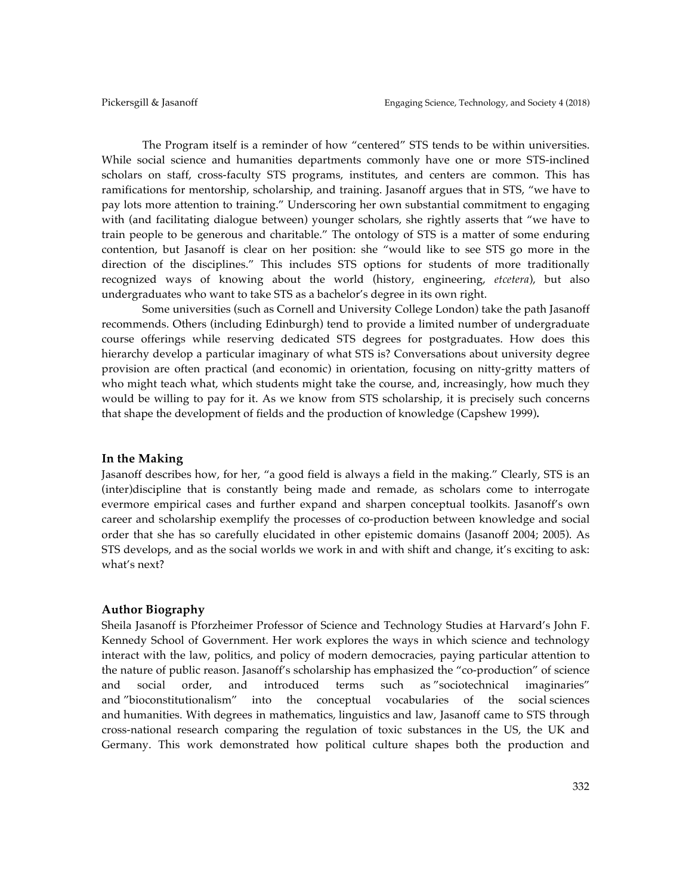The Program itself is a reminder of how "centered" STS tends to be within universities. While social science and humanities departments commonly have one or more STS-inclined scholars on staff, cross-faculty STS programs, institutes, and centers are common. This has ramifications for mentorship, scholarship, and training. Jasanoff argues that in STS, "we have to pay lots more attention to training." Underscoring her own substantial commitment to engaging with (and facilitating dialogue between) younger scholars, she rightly asserts that "we have to train people to be generous and charitable." The ontology of STS is a matter of some enduring contention, but Jasanoff is clear on her position: she "would like to see STS go more in the direction of the disciplines." This includes STS options for students of more traditionally recognized ways of knowing about the world (history, engineering, *etcetera*), but also undergraduates who want to take STS as a bachelor's degree in its own right.

Some universities (such as Cornell and University College London) take the path Jasanoff recommends. Others (including Edinburgh) tend to provide a limited number of undergraduate course offerings while reserving dedicated STS degrees for postgraduates. How does this hierarchy develop a particular imaginary of what STS is? Conversations about university degree provision are often practical (and economic) in orientation, focusing on nitty-gritty matters of who might teach what, which students might take the course, and, increasingly, how much they would be willing to pay for it. As we know from STS scholarship, it is precisely such concerns that shape the development of fields and the production of knowledge (Capshew 1999)**.**

## In the Making

Jasanoff describes how, for her, "a good field is always a field in the making." Clearly, STS is an (inter)discipline that is constantly being made and remade, as scholars come to interrogate evermore empirical cases and further expand and sharpen conceptual toolkits. Jasanoff's own career and scholarship exemplify the processes of co-production between knowledge and social order that she has so carefully elucidated in other epistemic domains (Jasanoff 2004; 2005). As STS develops, and as the social worlds we work in and with shift and change, it's exciting to ask: what's next?

## Author Biography

Sheila Jasanoff is Pforzheimer Professor of Science and Technology Studies at Harvard's John F. Kennedy School of Government. Her work explores the ways in which science and technology interact with the law, politics, and policy of modern democracies, paying particular attention to the nature of public reason. Jasanoff's scholarship has emphasized the "co-production" of science and social order, and introduced terms such as "sociotechnical imaginaries" and "bioconstitutionalism" into the conceptual vocabularies of the social sciences and humanities. With degrees in mathematics, linguistics and law, Jasanoff came to STS through cross-national research comparing the regulation of toxic substances in the US, the UK and Germany. This work demonstrated how political culture shapes both the production and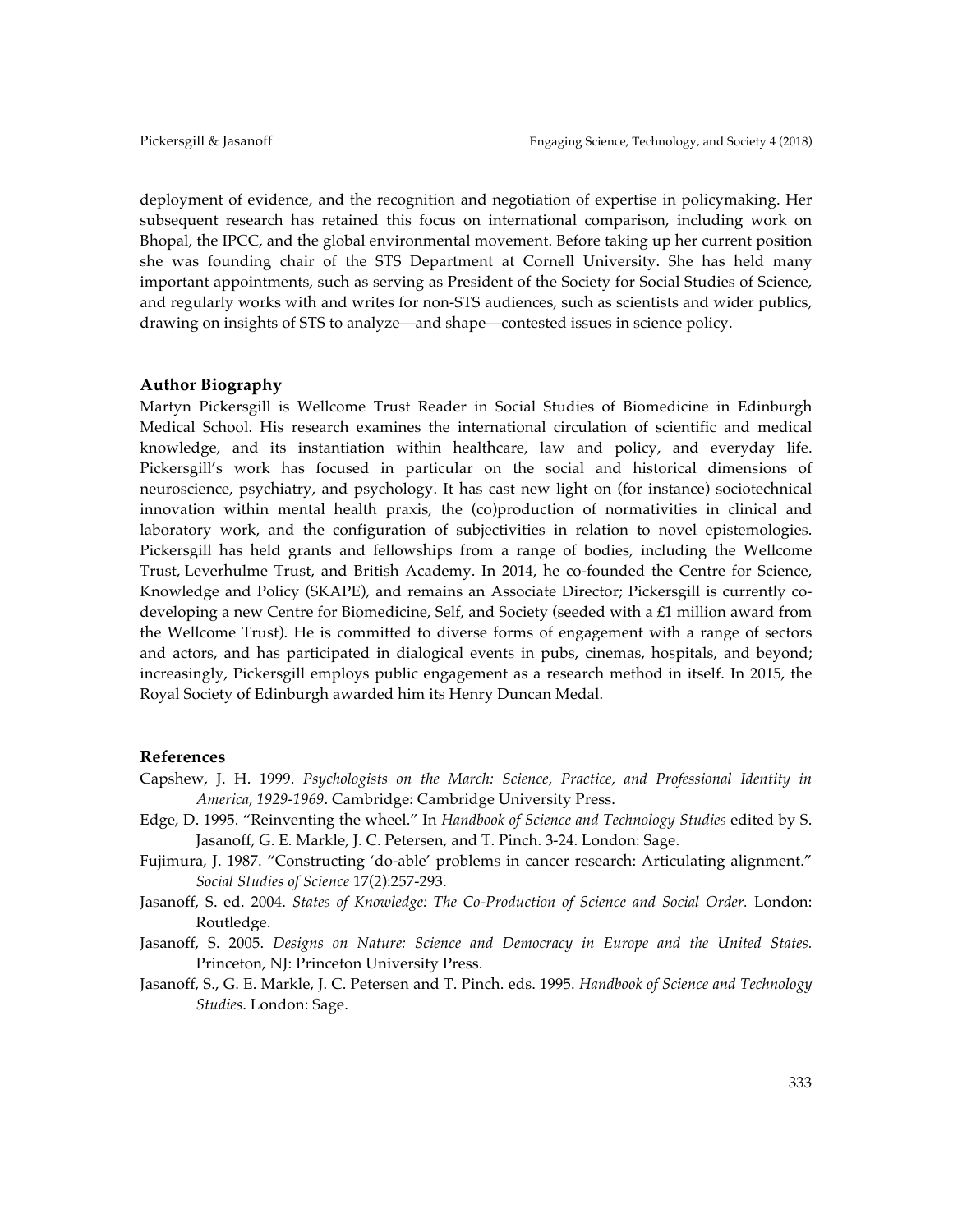deployment of evidence, and the recognition and negotiation of expertise in policymaking. Her subsequent research has retained this focus on international comparison, including work on Bhopal, the IPCC, and the global environmental movement. Before taking up her current position she was founding chair of the STS Department at Cornell University. She has held many important appointments, such as serving as President of the Society for Social Studies of Science, and regularly works with and writes for non-STS audiences, such as scientists and wider publics, drawing on insights of STS to analyze—and shape—contested issues in science policy.

## Author Biography

Martyn Pickersgill is Wellcome Trust Reader in Social Studies of Biomedicine in Edinburgh Medical School. His research examines the international circulation of scientific and medical knowledge, and its instantiation within healthcare, law and policy, and everyday life. Pickersgill's work has focused in particular on the social and historical dimensions of neuroscience, psychiatry, and psychology. It has cast new light on (for instance) sociotechnical innovation within mental health praxis, the (co)production of normativities in clinical and laboratory work, and the configuration of subjectivities in relation to novel epistemologies. Pickersgill has held grants and fellowships from a range of bodies, including the Wellcome Trust, Leverhulme Trust, and British Academy. In 2014, he co-founded the Centre for Science, Knowledge and Policy (SKAPE), and remains an Associate Director; Pickersgill is currently co-developing a new Centre for Biomedicine, Self, and Society (seeded with a £1 million award from the Wellcome Trust). He is committed to diverse forms of engagement with a range of sectors and actors, and has participated in dialogical events in pubs, cinemas, hospitals, and beyond; increasingly, Pickersgill employs public engagement as a research method in itself. In 2015, the Royal Society of Edinburgh awarded him its Henry Duncan Medal.

## References

Capshew, J. H. 1999. *Psychologists on the March: Science, Practice, and Professional Identity in America, 1929-1969*. Cambridge: Cambridge University Press.

Edge, D. 1995. "Reinventing the wheel." In *Handbook of Science and Technology Studies* edited by S. Jasanoff, G. E. Markle, J. C. Petersen, and T. Pinch. 3-24. London: Sage.

Fujimura, J. 1987. "Constructing 'do-able' problems in cancer research: Articulating alignment." *Social Studies of Science* 17(2):257-293.

Jasanoff, S. ed. 2004. *States of Knowledge: The Co-Production of Science and Social Order.* London: Routledge.

Jasanoff, S. 2005. *Designs on Nature: Science and Democracy in Europe and the United States.* Princeton, NJ: Princeton University Press.

Jasanoff, S., G. E. Markle, J. C. Petersen and T. Pinch. eds. 1995. *Handbook of Science and Technology Studies*. London: Sage.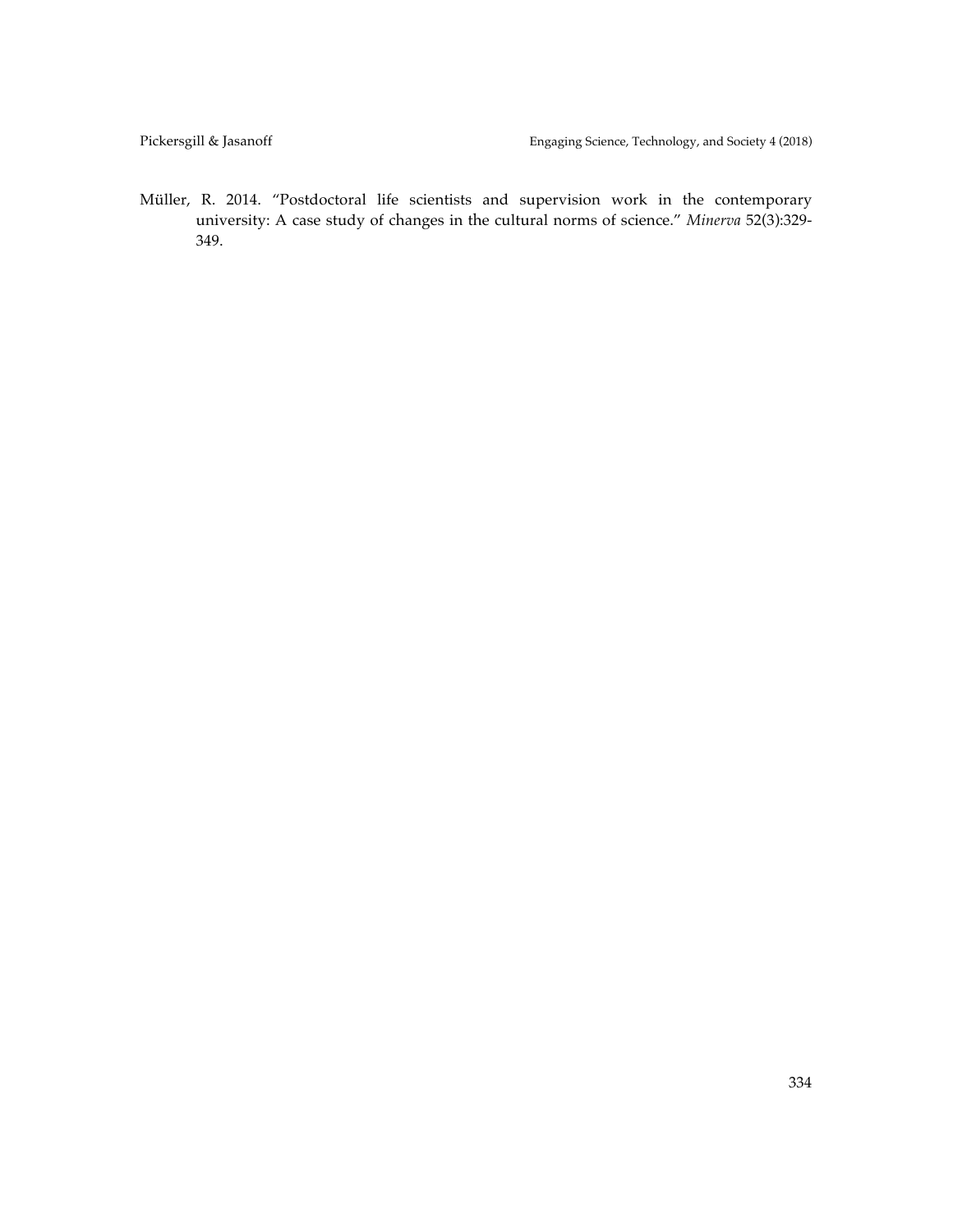Müller, R. 2014. "Postdoctoral life scientists and supervision work in the contemporary university: A case study of changes in the cultural norms of science." *Minerva* 52(3):329-349.